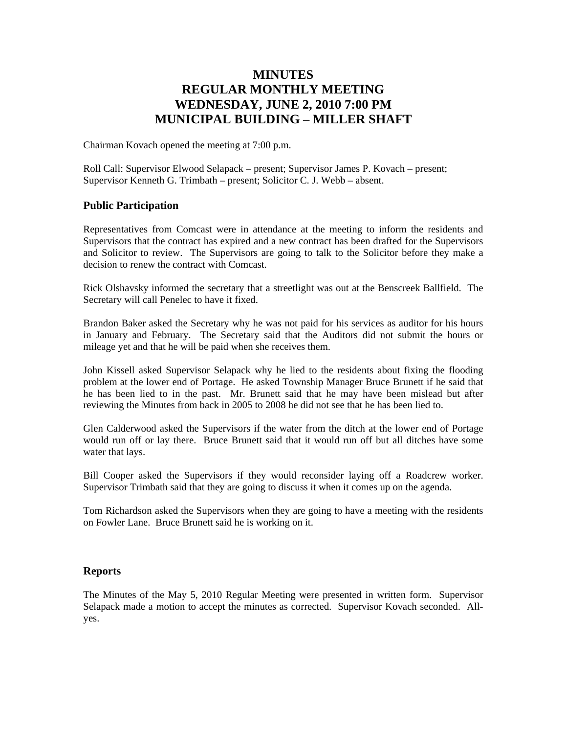# MINUTES
# REGULAR MONTHLY MEETING
# WEDNESDAY, JUNE 2, 2010 7:00 PM
# MUNICIPAL BUILDING – MILLER SHAFT

Chairman Kovach opened the meeting at 7:00 p.m.

Roll Call: Supervisor Elwood Selapack – present; Supervisor James P. Kovach – present; Supervisor Kenneth G. Trimbath – present; Solicitor C. J. Webb – absent.

## Public Participation

Representatives from Comcast were in attendance at the meeting to inform the residents and Supervisors that the contract has expired and a new contract has been drafted for the Supervisors and Solicitor to review. The Supervisors are going to talk to the Solicitor before they make a decision to renew the contract with Comcast.

Rick Olshavsky informed the secretary that a streetlight was out at the Benscreek Ballfield. The Secretary will call Penelec to have it fixed.

Brandon Baker asked the Secretary why he was not paid for his services as auditor for his hours in January and February. The Secretary said that the Auditors did not submit the hours or mileage yet and that he will be paid when she receives them.

John Kissell asked Supervisor Selapack why he lied to the residents about fixing the flooding problem at the lower end of Portage. He asked Township Manager Bruce Brunett if he said that he has been lied to in the past. Mr. Brunett said that he may have been mislead but after reviewing the Minutes from back in 2005 to 2008 he did not see that he has been lied to.

Glen Calderwood asked the Supervisors if the water from the ditch at the lower end of Portage would run off or lay there. Bruce Brunett said that it would run off but all ditches have some water that lays.

Bill Cooper asked the Supervisors if they would reconsider laying off a Roadcrew worker. Supervisor Trimbath said that they are going to discuss it when it comes up on the agenda.

Tom Richardson asked the Supervisors when they are going to have a meeting with the residents on Fowler Lane. Bruce Brunett said he is working on it.

## Reports

The Minutes of the May 5, 2010 Regular Meeting were presented in written form. Supervisor Selapack made a motion to accept the minutes as corrected. Supervisor Kovach seconded. All-yes.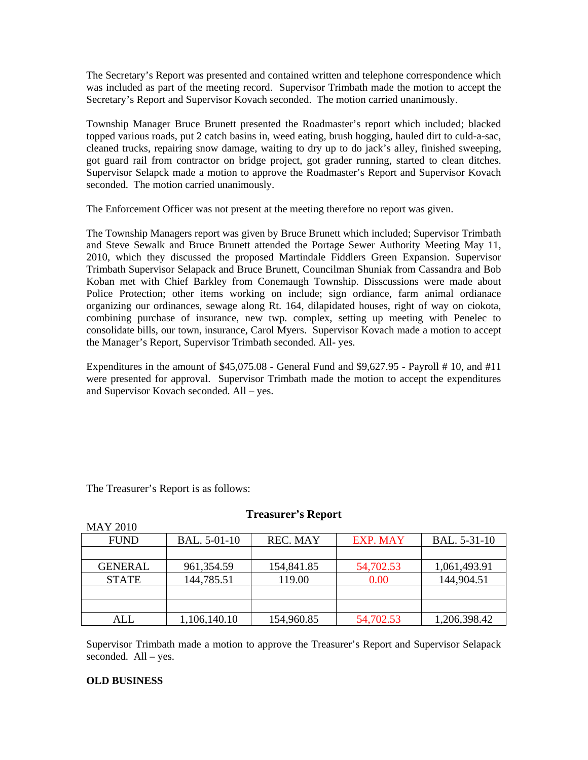The Secretary's Report was presented and contained written and telephone correspondence which was included as part of the meeting record. Supervisor Trimbath made the motion to accept the Secretary's Report and Supervisor Kovach seconded. The motion carried unanimously.

Township Manager Bruce Brunett presented the Roadmaster's report which included; blacked topped various roads, put 2 catch basins in, weed eating, brush hogging, hauled dirt to culd-a-sac, cleaned trucks, repairing snow damage, waiting to dry up to do jack's alley, finished sweeping, got guard rail from contractor on bridge project, got grader running, started to clean ditches. Supervisor Selapck made a motion to approve the Roadmaster's Report and Supervisor Kovach seconded. The motion carried unanimously.

The Enforcement Officer was not present at the meeting therefore no report was given.

The Township Managers report was given by Bruce Brunett which included; Supervisor Trimbath and Steve Sewalk and Bruce Brunett attended the Portage Sewer Authority Meeting May 11, 2010, which they discussed the proposed Martindale Fiddlers Green Expansion. Supervisor Trimbath Supervisor Selapack and Bruce Brunett, Councilman Shuniak from Cassandra and Bob Koban met with Chief Barkley from Conemaugh Township. Disscussions were made about Police Protection; other items working on include; sign ordiance, farm animal ordianace organizing our ordinances, sewage along Rt. 164, dilapidated houses, right of way on ciokota, combining purchase of insurance, new twp. complex, setting up meeting with Penelec to consolidate bills, our town, insurance, Carol Myers. Supervisor Kovach made a motion to accept the Manager's Report, Supervisor Trimbath seconded. All- yes.

Expenditures in the amount of $45,075.08 - General Fund and $9,627.95 - Payroll # 10, and #11 were presented for approval. Supervisor Trimbath made the motion to accept the expenditures and Supervisor Kovach seconded. All – yes.

The Treasurer's Report is as follows:

**Treasurer's Report**

MAY 2010

| FUND | BAL. 5-01-10 | REC. MAY | EXP. MAY | BAL. 5-31-10 |
|---|---|---|---|---|
| | | | | |
| GENERAL | 961,354.59 | 154,841.85 | 54,702.53 | 1,061,493.91 |
| STATE | 144,785.51 | 119.00 | 0.00 | 144,904.51 |
| | | | | |
| | | | | |
| ALL | 1,106,140.10 | 154,960.85 | 54,702.53 | 1,206,398.42 |

Supervisor Trimbath made a motion to approve the Treasurer's Report and Supervisor Selapack seconded. All – yes.

**OLD BUSINESS**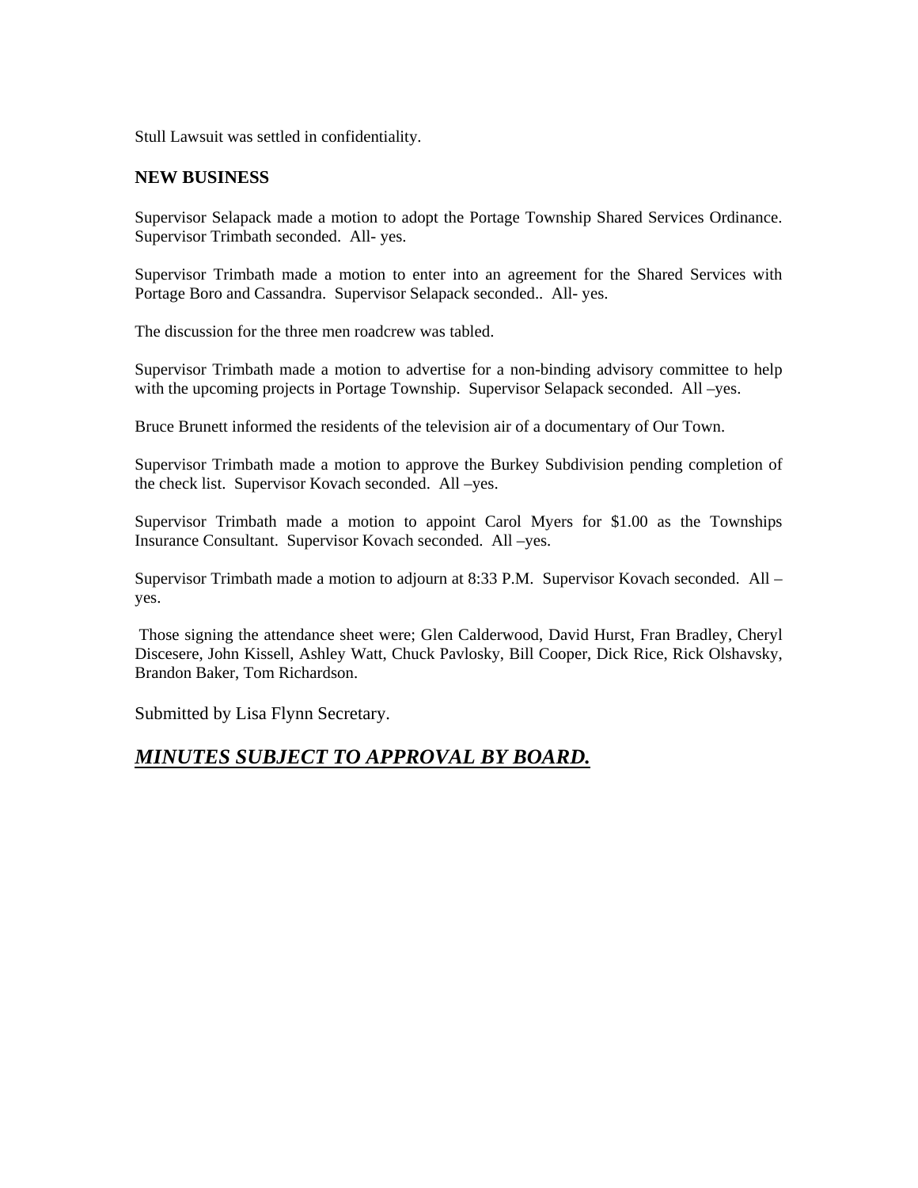Stull Lawsuit was settled in confidentiality.

**NEW BUSINESS**

Supervisor Selapack made a motion to adopt the Portage Township Shared Services Ordinance. Supervisor Trimbath seconded. All- yes.

Supervisor Trimbath made a motion to enter into an agreement for the Shared Services with Portage Boro and Cassandra. Supervisor Selapack seconded.. All- yes.

The discussion for the three men roadcrew was tabled.

Supervisor Trimbath made a motion to advertise for a non-binding advisory committee to help with the upcoming projects in Portage Township. Supervisor Selapack seconded. All –yes.

Bruce Brunett informed the residents of the television air of a documentary of Our Town.

Supervisor Trimbath made a motion to approve the Burkey Subdivision pending completion of the check list. Supervisor Kovach seconded. All –yes.

Supervisor Trimbath made a motion to appoint Carol Myers for $1.00 as the Townships Insurance Consultant. Supervisor Kovach seconded. All –yes.

Supervisor Trimbath made a motion to adjourn at 8:33 P.M. Supervisor Kovach seconded. All –yes.

Those signing the attendance sheet were; Glen Calderwood, David Hurst, Fran Bradley, Cheryl Discesere, John Kissell, Ashley Watt, Chuck Pavlosky, Bill Cooper, Dick Rice, Rick Olshavsky, Brandon Baker, Tom Richardson.

Submitted by Lisa Flynn Secretary.

***<u>MINUTES SUBJECT TO APPROVAL BY BOARD.</u>***